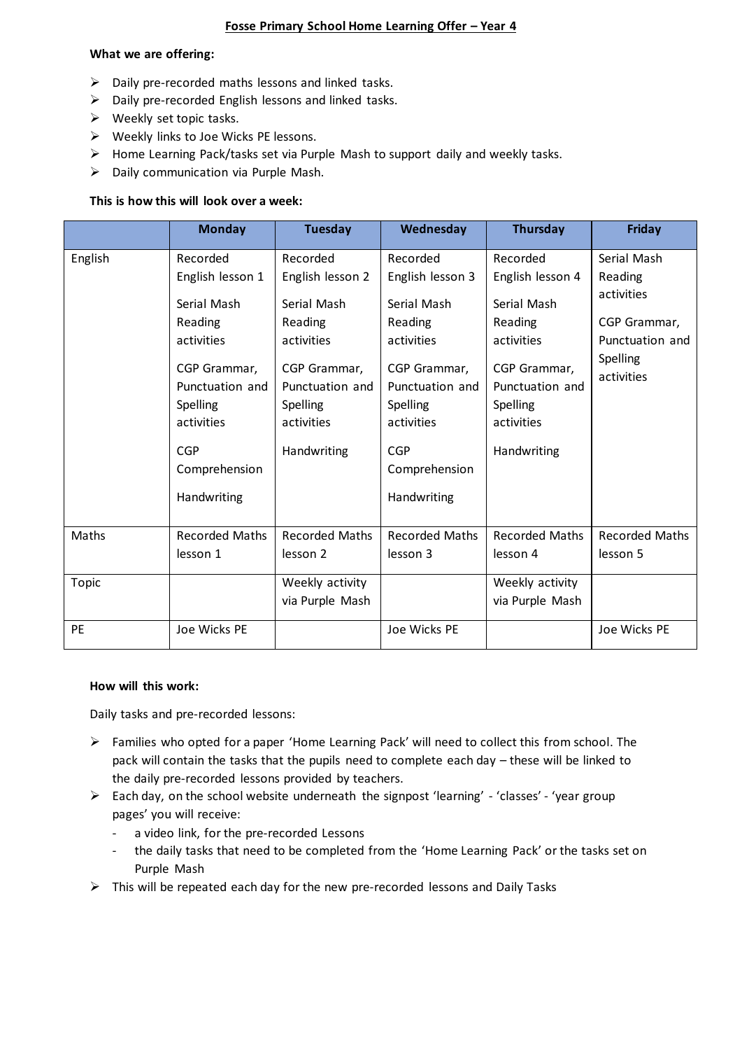# Fosse Primary School Home Learning Offer – Year 4

**What we are offering:**

- Daily pre-recorded maths lessons and linked tasks.
- Daily pre-recorded English lessons and linked tasks.
- Weekly set topic tasks.
- Weekly links to Joe Wicks PE lessons.
- Home Learning Pack/tasks set via Purple Mash to support daily and weekly tasks.
- Daily communication via Purple Mash.

**This is how this will look over a week:**

| | Monday | Tuesday | Wednesday | Thursday | Friday |
|---|---|---|---|---|---|
| English | Recorded English lesson 1<br><br>Serial Mash Reading activities<br><br>CGP Grammar, Punctuation and Spelling activities<br><br>CGP Comprehension<br><br>Handwriting | Recorded English lesson 2<br><br>Serial Mash Reading activities<br><br>CGP Grammar, Punctuation and Spelling activities<br><br>Handwriting | Recorded English lesson 3<br><br>Serial Mash Reading activities<br><br>CGP Grammar, Punctuation and Spelling activities<br><br>CGP Comprehension<br><br>Handwriting | Recorded English lesson 4<br><br>Serial Mash Reading activities<br><br>CGP Grammar, Punctuation and Spelling activities<br><br>Handwriting | Serial Mash Reading activities<br><br>CGP Grammar, Punctuation and Spelling activities |
| Maths | Recorded Maths lesson 1 | Recorded Maths lesson 2 | Recorded Maths lesson 3 | Recorded Maths lesson 4 | Recorded Maths lesson 5 |
| Topic | | Weekly activity via Purple Mash | | Weekly activity via Purple Mash | |
| PE | Joe Wicks PE | | Joe Wicks PE | | Joe Wicks PE |

**How will this work:**

Daily tasks and pre-recorded lessons:

- Families who opted for a paper 'Home Learning Pack' will need to collect this from school. The pack will contain the tasks that the pupils need to complete each day – these will be linked to the daily pre-recorded lessons provided by teachers.
- Each day, on the school website underneath the signpost 'learning' - 'classes' - 'year group pages' you will receive:
  - a video link, for the pre-recorded Lessons
  - the daily tasks that need to be completed from the 'Home Learning Pack' or the tasks set on Purple Mash
- This will be repeated each day for the new pre-recorded lessons and Daily Tasks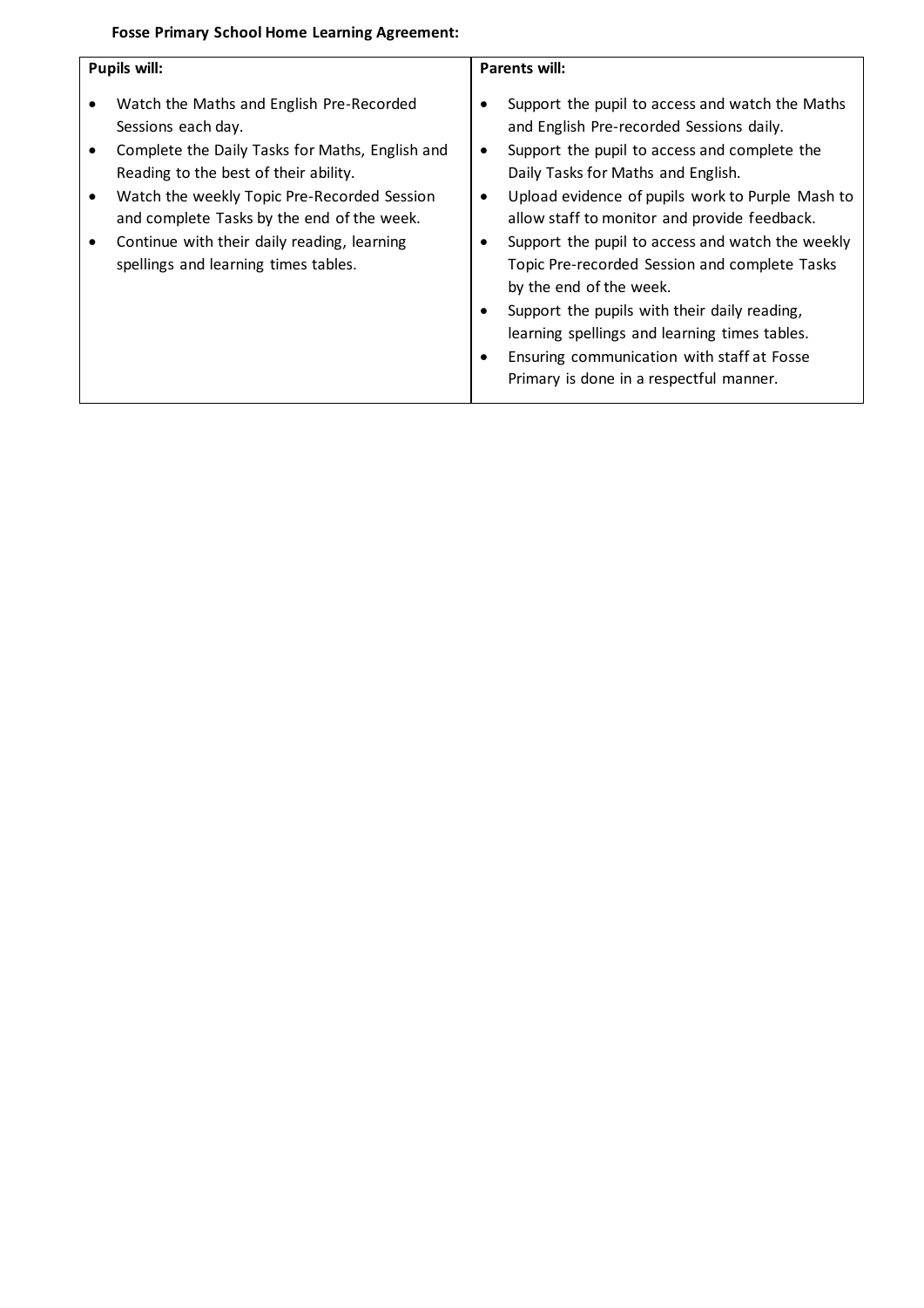**Fosse Primary School Home Learning Agreement:**

| Pupils will: | Parents will: |
| --- | --- |
| • Watch the Maths and English Pre-Recorded Sessions each day.<br>• Complete the Daily Tasks for Maths, English and Reading to the best of their ability.<br>• Watch the weekly Topic Pre-Recorded Session and complete Tasks by the end of the week.<br>• Continue with their daily reading, learning spellings and learning times tables. | • Support the pupil to access and watch the Maths and English Pre-recorded Sessions daily.<br>• Support the pupil to access and complete the Daily Tasks for Maths and English.<br>• Upload evidence of pupils work to Purple Mash to allow staff to monitor and provide feedback.<br>• Support the pupil to access and watch the weekly Topic Pre-recorded Session and complete Tasks by the end of the week.<br>• Support the pupils with their daily reading, learning spellings and learning times tables.<br>• Ensuring communication with staff at Fosse Primary is done in a respectful manner. |